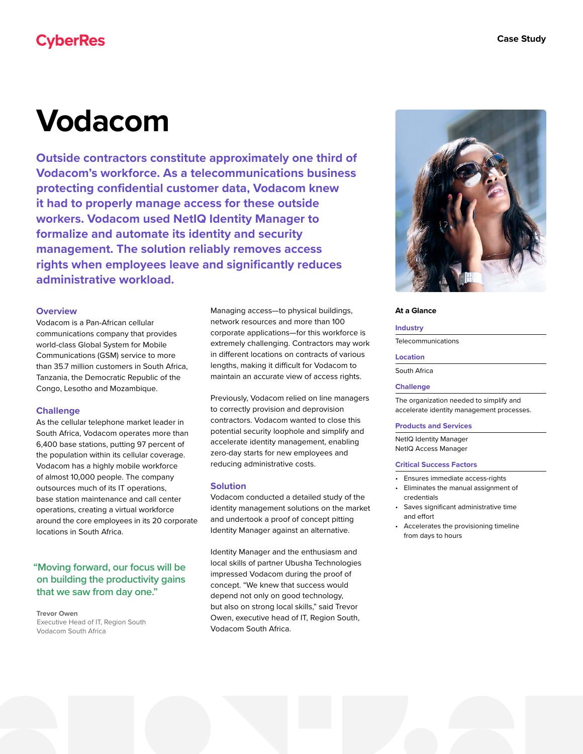CyberRes

Case Study

# Vodacom

**Outside contractors constitute approximately one third of Vodacom's workforce. As a telecommunications business protecting confidential customer data, Vodacom knew it had to properly manage access for these outside workers. Vodacom used NetIQ Identity Manager to formalize and automate its identity and security management. The solution reliably removes access rights when employees leave and significantly reduces administrative workload.**

## Overview

Vodacom is a Pan-African cellular communications company that provides world-class Global System for Mobile Communications (GSM) service to more than 35.7 million customers in South Africa, Tanzania, the Democratic Republic of the Congo, Lesotho and Mozambique.

## Challenge

As the cellular telephone market leader in South Africa, Vodacom operates more than 6,400 base stations, putting 97 percent of the population within its cellular coverage. Vodacom has a highly mobile workforce of almost 10,000 people. The company outsources much of its IT operations, base station maintenance and call center operations, creating a virtual workforce around the core employees in its 20 corporate locations in South Africa.

> "Moving forward, our focus will be on building the productivity gains that we saw from day one."
>
> **Trevor Owen**
> Executive Head of IT, Region South
> Vodacom South Africa

Managing access—to physical buildings, network resources and more than 100 corporate applications—for this workforce is extremely challenging. Contractors may work in different locations on contracts of various lengths, making it difficult for Vodacom to maintain an accurate view of access rights.

Previously, Vodacom relied on line managers to correctly provision and deprovision contractors. Vodacom wanted to close this potential security loophole and simplify and accelerate identity management, enabling zero-day starts for new employees and reducing administrative costs.

## Solution

Vodacom conducted a detailed study of the identity management solutions on the market and undertook a proof of concept pitting Identity Manager against an alternative.

Identity Manager and the enthusiasm and local skills of partner Ubusha Technologies impressed Vodacom during the proof of concept. "We knew that success would depend not only on good technology, but also on strong local skills," said Trevor Owen, executive head of IT, Region South, Vodacom South Africa.

### At a Glance

**Industry**

Telecommunications

**Location**

South Africa

**Challenge**

The organization needed to simplify and accelerate identity management processes.

**Products and Services**

NetIQ Identity Manager
NetIQ Access Manager

**Critical Success Factors**

- Ensures immediate access-rights
- Eliminates the manual assignment of credentials
- Saves significant administrative time and effort
- Accelerates the provisioning timeline from days to hours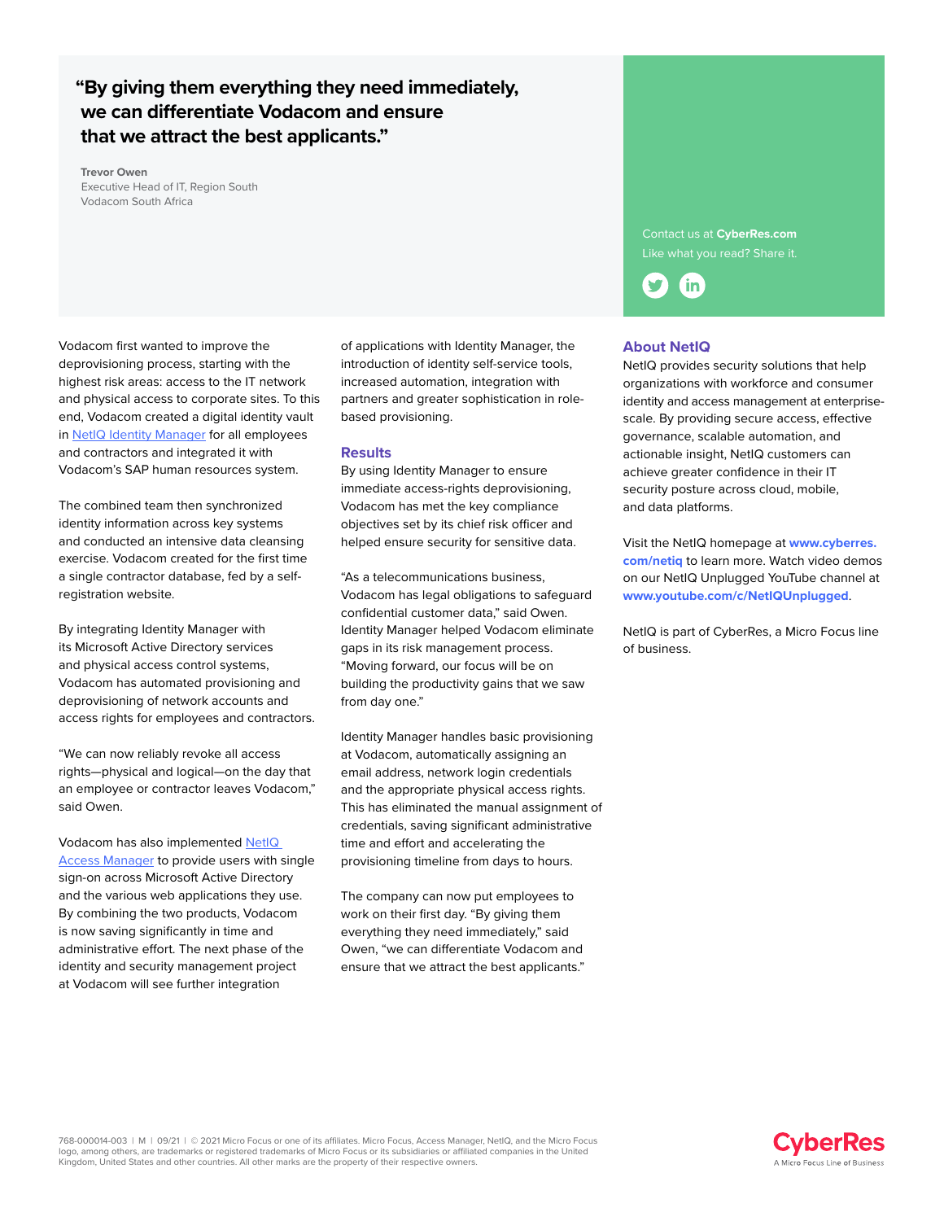> **"By giving them everything they need immediately, we can differentiate Vodacom and ensure that we attract the best applicants."**
>
> **Trevor Owen**
> Executive Head of IT, Region South
> Vodacom South Africa

Contact us at **CyberRes.com**
Like what you read? Share it.

Vodacom first wanted to improve the deprovisioning process, starting with the highest risk areas: access to the IT network and physical access to corporate sites. To this end, Vodacom created a digital identity vault in NetIQ Identity Manager for all employees and contractors and integrated it with Vodacom's SAP human resources system.

The combined team then synchronized identity information across key systems and conducted an intensive data cleansing exercise. Vodacom created for the first time a single contractor database, fed by a self-registration website.

By integrating Identity Manager with its Microsoft Active Directory services and physical access control systems, Vodacom has automated provisioning and deprovisioning of network accounts and access rights for employees and contractors.

"We can now reliably revoke all access rights—physical and logical—on the day that an employee or contractor leaves Vodacom," said Owen.

Vodacom has also implemented NetIQ Access Manager to provide users with single sign-on across Microsoft Active Directory and the various web applications they use. By combining the two products, Vodacom is now saving significantly in time and administrative effort. The next phase of the identity and security management project at Vodacom will see further integration of applications with Identity Manager, the introduction of identity self-service tools, increased automation, integration with partners and greater sophistication in role-based provisioning.

## Results

By using Identity Manager to ensure immediate access-rights deprovisioning, Vodacom has met the key compliance objectives set by its chief risk officer and helped ensure security for sensitive data.

"As a telecommunications business, Vodacom has legal obligations to safeguard confidential customer data," said Owen. Identity Manager helped Vodacom eliminate gaps in its risk management process. "Moving forward, our focus will be on building the productivity gains that we saw from day one."

Identity Manager handles basic provisioning at Vodacom, automatically assigning an email address, network login credentials and the appropriate physical access rights. This has eliminated the manual assignment of credentials, saving significant administrative time and effort and accelerating the provisioning timeline from days to hours.

The company can now put employees to work on their first day. "By giving them everything they need immediately," said Owen, "we can differentiate Vodacom and ensure that we attract the best applicants."

## About NetIQ

NetIQ provides security solutions that help organizations with workforce and consumer identity and access management at enterprise-scale. By providing secure access, effective governance, scalable automation, and actionable insight, NetIQ customers can achieve greater confidence in their IT security posture across cloud, mobile, and data platforms.

Visit the NetIQ homepage at **www.cyberres.com/netiq** to learn more. Watch video demos on our NetIQ Unplugged YouTube channel at **www.youtube.com/c/NetIQUnplugged**.

NetIQ is part of CyberRes, a Micro Focus line of business.

768-000014-003 | M | 09/21 | © 2021 Micro Focus or one of its affiliates. Micro Focus, Access Manager, NetIQ, and the Micro Focus logo, among others, are trademarks or registered trademarks of Micro Focus or its subsidiaries or affiliated companies in the United Kingdom, United States and other countries. All other marks are the property of their respective owners.

CyberRes
A Micro Focus Line of Business